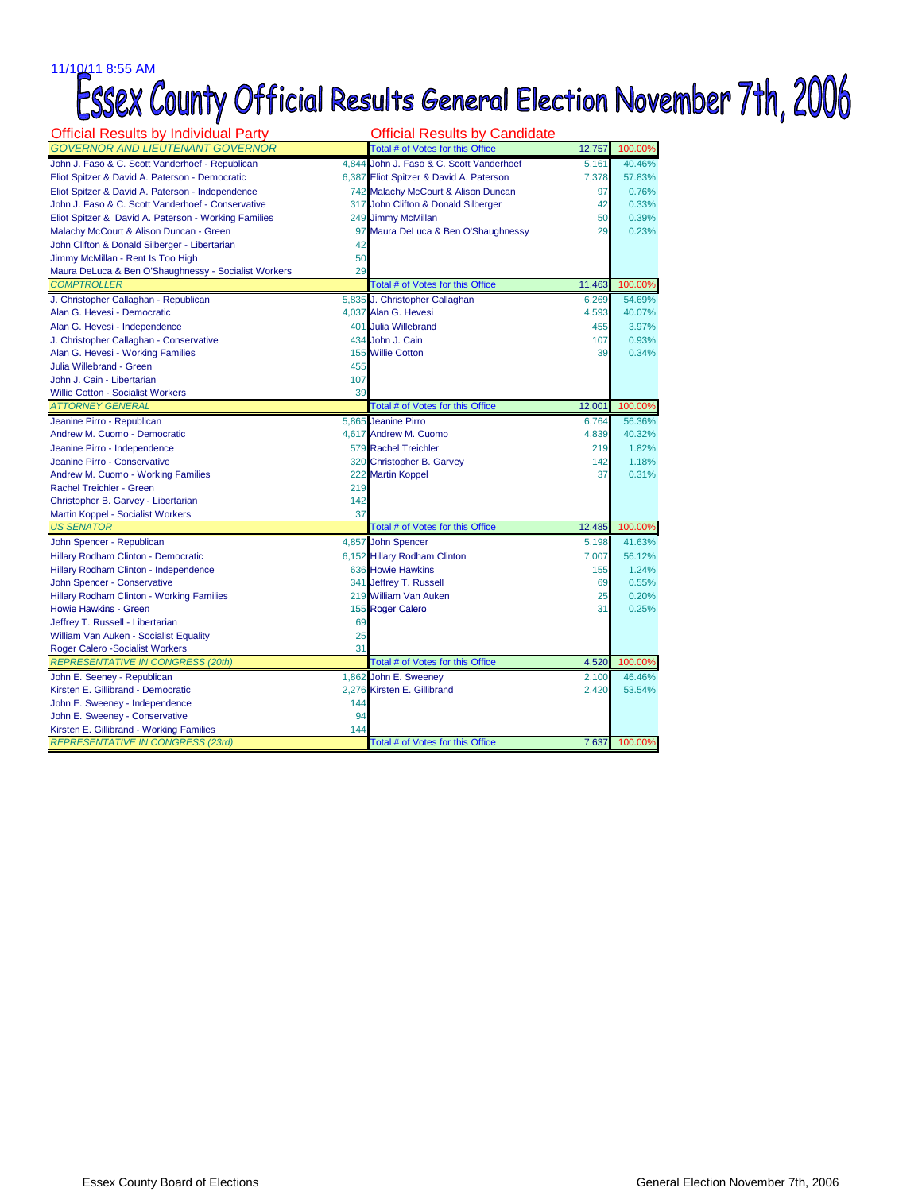11/10/11 8:55 AM

# Essex County Official Results General Election November 7th, 2006

| Official Results by Individual Party | | Official Results by Candidate | | |
|---|---|---|---|---|
| *GOVERNOR AND LIEUTENANT GOVERNOR* | | Total # of Votes for this Office | 12,757 | 100.00% |
| John J. Faso & C. Scott Vanderhoef - Republican | 4,844 | John J. Faso & C. Scott Vanderhoef | 5,161 | 40.46% |
| Eliot Spitzer & David A. Paterson - Democratic | 6,387 | Eliot Spitzer & David A. Paterson | 7,378 | 57.83% |
| Eliot Spitzer & David A. Paterson - Independence | 742 | Malachy McCourt & Alison Duncan | 97 | 0.76% |
| John J. Faso & C. Scott Vanderhoef - Conservative | 317 | John Clifton & Donald Silberger | 42 | 0.33% |
| Eliot Spitzer & David A. Paterson - Working Families | 249 | Jimmy McMillan | 50 | 0.39% |
| Malachy McCourt & Alison Duncan - Green | 97 | Maura DeLuca & Ben O'Shaughnessy | 29 | 0.23% |
| John Clifton & Donald Silberger - Libertarian | 42 | | | |
| Jimmy McMillan - Rent Is Too High | 50 | | | |
| Maura DeLuca & Ben O'Shaughnessy - Socialist Workers | 29 | | | |
| *COMPTROLLER* | | Total # of Votes for this Office | 11,463 | 100.00% |
| J. Christopher Callaghan - Republican | 5,835 | J. Christopher Callaghan | 6,269 | 54.69% |
| Alan G. Hevesi - Democratic | 4,037 | Alan G. Hevesi | 4,593 | 40.07% |
| Alan G. Hevesi - Independence | 401 | Julia Willebrand | 455 | 3.97% |
| J. Christopher Callaghan - Conservative | 434 | John J. Cain | 107 | 0.93% |
| Alan G. Hevesi - Working Families | 155 | Willie Cotton | 39 | 0.34% |
| Julia Willebrand - Green | 455 | | | |
| John J. Cain - Libertarian | 107 | | | |
| Willie Cotton - Socialist Workers | 39 | | | |
| *ATTORNEY GENERAL* | | Total # of Votes for this Office | 12,001 | 100.00% |
| Jeanine Pirro - Republican | 5,865 | Jeanine Pirro | 6,764 | 56.36% |
| Andrew M. Cuomo - Democratic | 4,617 | Andrew M. Cuomo | 4,839 | 40.32% |
| Jeanine Pirro - Independence | 579 | Rachel Treichler | 219 | 1.82% |
| Jeanine Pirro - Conservative | 320 | Christopher B. Garvey | 142 | 1.18% |
| Andrew M. Cuomo - Working Families | 222 | Martin Koppel | 37 | 0.31% |
| Rachel Treichler - Green | 219 | | | |
| Christopher B. Garvey - Libertarian | 142 | | | |
| Martin Koppel - Socialist Workers | 37 | | | |
| *US SENATOR* | | Total # of Votes for this Office | 12,485 | 100.00% |
| John Spencer - Republican | 4,857 | John Spencer | 5,198 | 41.63% |
| Hillary Rodham Clinton - Democratic | 6,152 | Hillary Rodham Clinton | 7,007 | 56.12% |
| Hillary Rodham Clinton - Independence | 636 | Howie Hawkins | 155 | 1.24% |
| John Spencer - Conservative | 341 | Jeffrey T. Russell | 69 | 0.55% |
| Hillary Rodham Clinton - Working Families | 219 | William Van Auken | 25 | 0.20% |
| Howie Hawkins - Green | 155 | Roger Calero | 31 | 0.25% |
| Jeffrey T. Russell - Libertarian | 69 | | | |
| William Van Auken - Socialist Equality | 25 | | | |
| Roger Calero -Socialist Workers | 31 | | | |
| *REPRESENTATIVE IN CONGRESS (20th)* | | Total # of Votes for this Office | 4,520 | 100.00% |
| John E. Seeney - Republican | 1,862 | John E. Sweeney | 2,100 | 46.46% |
| Kirsten E. Gillibrand - Democratic | 2,276 | Kirsten E. Gillibrand | 2,420 | 53.54% |
| John E. Sweeney - Independence | 144 | | | |
| John E. Sweeney - Conservative | 94 | | | |
| Kirsten E. Gillibrand - Working Families | 144 | | | |
| *REPRESENTATIVE IN CONGRESS (23rd)* | | Total # of Votes for this Office | 7,637 | 100.00% |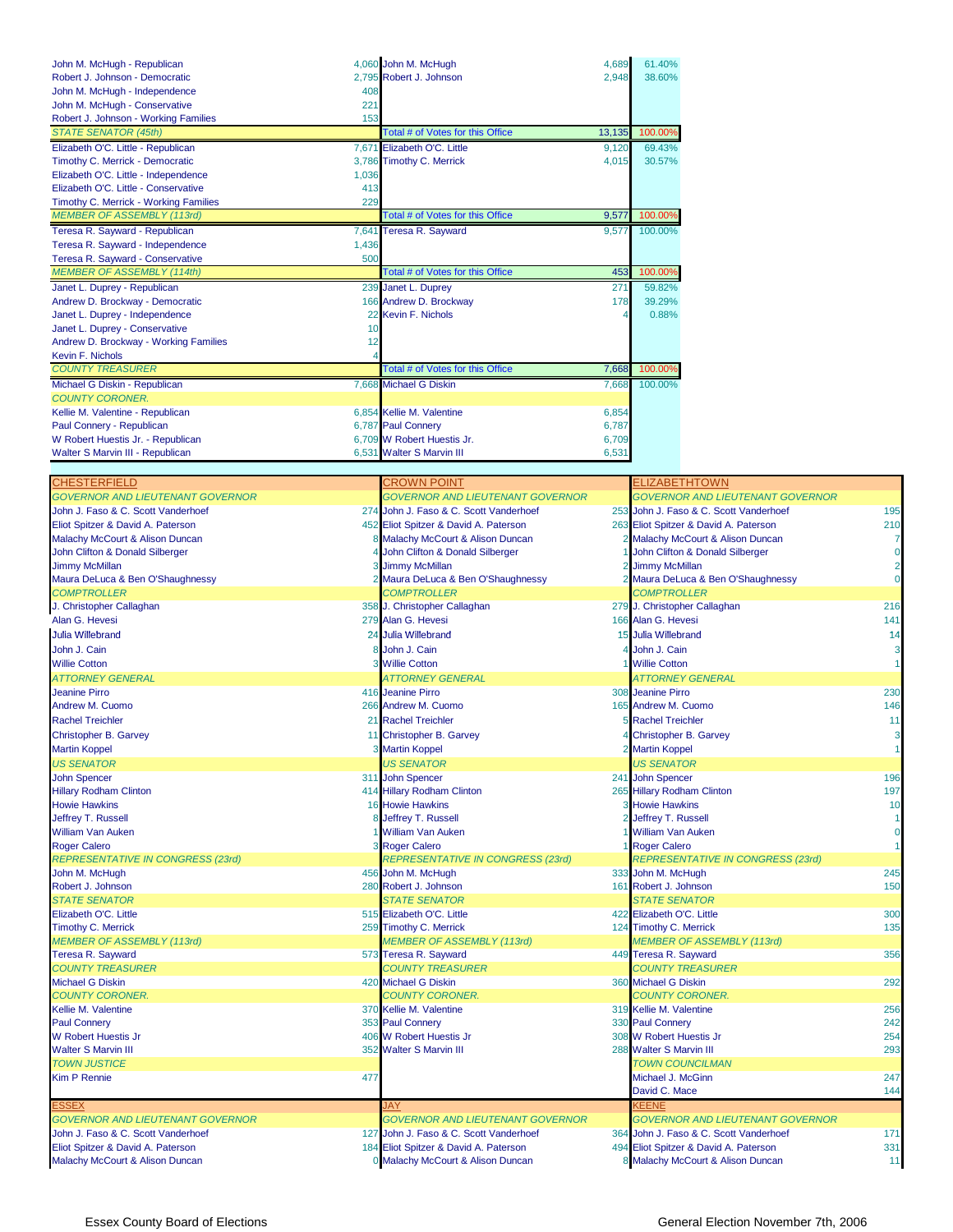| Candidate | Votes | Candidate | Total | Percent |
|---|---|---|---|---|
| John M. McHugh - Republican | 4,060 | John M. McHugh | 4,689 | 61.40% |
| Robert J. Johnson - Democratic | 2,795 | Robert J. Johnson | 2,948 | 38.60% |
| John M. McHugh - Independence | 408 | | | |
| John M. McHugh - Conservative | 221 | | | |
| Robert J. Johnson - Working Families | 153 | | | |
| *STATE SENATOR (45th)* | | Total # of Votes for this Office | 13,135 | 100.00% |
| Elizabeth O'C. Little - Republican | 7,671 | Elizabeth O'C. Little | 9,120 | 69.43% |
| Timothy C. Merrick - Democratic | 3,786 | Timothy C. Merrick | 4,015 | 30.57% |
| Elizabeth O'C. Little - Independence | 1,036 | | | |
| Elizabeth O'C. Little - Conservative | 413 | | | |
| Timothy C. Merrick - Working Families | 229 | | | |
| *MEMBER OF ASSEMBLY (113rd)* | | Total # of Votes for this Office | 9,577 | 100.00% |
| Teresa R. Sayward - Republican | 7,641 | Teresa R. Sayward | 9,577 | 100.00% |
| Teresa R. Sayward - Independence | 1,436 | | | |
| Teresa R. Sayward - Conservative | 500 | | | |
| *MEMBER OF ASSEMBLY (114th)* | | Total # of Votes for this Office | 453 | 100.00% |
| Janet L. Duprey - Republican | 239 | Janet L. Duprey | 271 | 59.82% |
| Andrew D. Brockway - Democratic | 166 | Andrew D. Brockway | 178 | 39.29% |
| Janet L. Duprey - Independence | 22 | Kevin F. Nichols | 4 | 0.88% |
| Janet L. Duprey - Conservative | 10 | | | |
| Andrew D. Brockway - Working Families | 12 | | | |
| Kevin F. Nichols | 4 | | | |
| *COUNTY TREASURER* | | Total # of Votes for this Office | 7,668 | 100.00% |
| Michael G Diskin - Republican | 7,668 | Michael G Diskin | 7,668 | 100.00% |
| *COUNTY CORONER.* | | | | |
| Kellie M. Valentine - Republican | 6,854 | Kellie M. Valentine | 6,854 | |
| Paul Connery - Republican | 6,787 | Paul Connery | 6,787 | |
| W Robert Huestis Jr. - Republican | 6,709 | W Robert Huestis Jr. | 6,709 | |
| Walter S Marvin III - Republican | 6,531 | Walter S Marvin III | 6,531 | |

| CHESTERFIELD | | CROWN POINT | | ELIZABETHTOWN | |
|---|---|---|---|---|---|
| *GOVERNOR AND LIEUTENANT GOVERNOR* | | *GOVERNOR AND LIEUTENANT GOVERNOR* | | *GOVERNOR AND LIEUTENANT GOVERNOR* | |
| John J. Faso & C. Scott Vanderhoef | 274 | John J. Faso & C. Scott Vanderhoef | 253 | John J. Faso & C. Scott Vanderhoef | 195 |
| Eliot Spitzer & David A. Paterson | 452 | Eliot Spitzer & David A. Paterson | 263 | Eliot Spitzer & David A. Paterson | 210 |
| Malachy McCourt & Alison Duncan | 8 | Malachy McCourt & Alison Duncan | 2 | Malachy McCourt & Alison Duncan | 7 |
| John Clifton & Donald Silberger | 4 | John Clifton & Donald Silberger | 1 | John Clifton & Donald Silberger | 0 |
| Jimmy McMillan | 3 | Jimmy McMillan | 2 | Jimmy McMillan | 2 |
| Maura DeLuca & Ben O'Shaughnessy | 2 | Maura DeLuca & Ben O'Shaughnessy | 2 | Maura DeLuca & Ben O'Shaughnessy | 0 |
| *COMPTROLLER* | | *COMPTROLLER* | | *COMPTROLLER* | |
| J. Christopher Callaghan | 358 | J. Christopher Callaghan | 279 | J. Christopher Callaghan | 216 |
| Alan G. Hevesi | 279 | Alan G. Hevesi | 166 | Alan G. Hevesi | 141 |
| Julia Willebrand | 24 | Julia Willebrand | 15 | Julia Willebrand | 14 |
| John J. Cain | 8 | John J. Cain | 4 | John J. Cain | 3 |
| Willie Cotton | 3 | Willie Cotton | 1 | Willie Cotton | 1 |
| *ATTORNEY GENERAL* | | *ATTORNEY GENERAL* | | *ATTORNEY GENERAL* | |
| Jeanine Pirro | 416 | Jeanine Pirro | 308 | Jeanine Pirro | 230 |
| Andrew M. Cuomo | 266 | Andrew M. Cuomo | 165 | Andrew M. Cuomo | 146 |
| Rachel Treichler | 21 | Rachel Treichler | 5 | Rachel Treichler | 11 |
| Christopher B. Garvey | 11 | Christopher B. Garvey | 4 | Christopher B. Garvey | 3 |
| Martin Koppel | 3 | Martin Koppel | 2 | Martin Koppel | 1 |
| *US SENATOR* | | *US SENATOR* | | *US SENATOR* | |
| John Spencer | 311 | John Spencer | 241 | John Spencer | 196 |
| Hillary Rodham Clinton | 414 | Hillary Rodham Clinton | 265 | Hillary Rodham Clinton | 197 |
| Howie Hawkins | 16 | Howie Hawkins | 3 | Howie Hawkins | 10 |
| Jeffrey T. Russell | 8 | Jeffrey T. Russell | 2 | Jeffrey T. Russell | 1 |
| William Van Auken | 1 | William Van Auken | 1 | William Van Auken | 0 |
| Roger Calero | 3 | Roger Calero | 1 | Roger Calero | 1 |
| *REPRESENTATIVE IN CONGRESS (23rd)* | | *REPRESENTATIVE IN CONGRESS (23rd)* | | *REPRESENTATIVE IN CONGRESS (23rd)* | |
| John M. McHugh | 456 | John M. McHugh | 333 | John M. McHugh | 245 |
| Robert J. Johnson | 280 | Robert J. Johnson | 161 | Robert J. Johnson | 150 |
| *STATE SENATOR* | | *STATE SENATOR* | | *STATE SENATOR* | |
| Elizabeth O'C. Little | 515 | Elizabeth O'C. Little | 422 | Elizabeth O'C. Little | 300 |
| Timothy C. Merrick | 259 | Timothy C. Merrick | 124 | Timothy C. Merrick | 135 |
| *MEMBER OF ASSEMBLY (113rd)* | | *MEMBER OF ASSEMBLY (113rd)* | | *MEMBER OF ASSEMBLY (113rd)* | |
| Teresa R. Sayward | 573 | Teresa R. Sayward | 449 | Teresa R. Sayward | 356 |
| *COUNTY TREASURER* | | *COUNTY TREASURER* | | *COUNTY TREASURER* | |
| Michael G Diskin | 420 | Michael G Diskin | 360 | Michael G Diskin | 292 |
| *COUNTY CORONER.* | | *COUNTY CORONER.* | | *COUNTY CORONER.* | |
| Kellie M. Valentine | 370 | Kellie M. Valentine | 319 | Kellie M. Valentine | 256 |
| Paul Connery | 353 | Paul Connery | 330 | Paul Connery | 242 |
| W Robert Huestis Jr | 406 | W Robert Huestis Jr | 308 | W Robert Huestis Jr | 254 |
| Walter S Marvin III | 352 | Walter S Marvin III | 288 | Walter S Marvin III | 293 |
| *TOWN JUSTICE* | | | | *TOWN COUNCILMAN* | |
| Kim P Rennie | 477 | | | Michael J. McGinn | 247 |
| | | | | David C. Mace | 144 |

| ESSEX | | JAY | | KEENE | |
|---|---|---|---|---|---|
| *GOVERNOR AND LIEUTENANT GOVERNOR* | | *GOVERNOR AND LIEUTENANT GOVERNOR* | | *GOVERNOR AND LIEUTENANT GOVERNOR* | |
| John J. Faso & C. Scott Vanderhoef | 127 | John J. Faso & C. Scott Vanderhoef | 364 | John J. Faso & C. Scott Vanderhoef | 171 |
| Eliot Spitzer & David A. Paterson | 184 | Eliot Spitzer & David A. Paterson | 494 | Eliot Spitzer & David A. Paterson | 331 |
| Malachy McCourt & Alison Duncan | 0 | Malachy McCourt & Alison Duncan | 8 | Malachy McCourt & Alison Duncan | 11 |

Essex County Board of Elections — General Election November 7th, 2006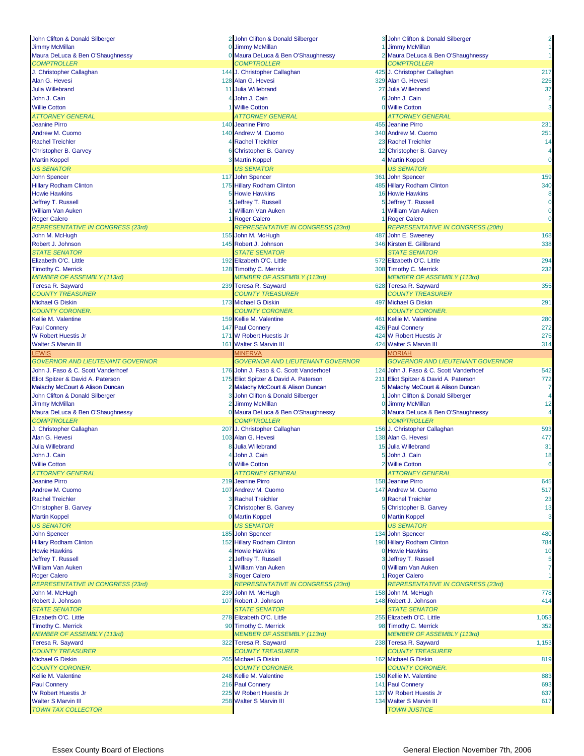| | | | | | |
|---|---|---|---|---|---|
| John Clifton & Donald Silberger | 2 | John Clifton & Donald Silberger | 3 | John Clifton & Donald Silberger | 2 |
| Jimmy McMillan | 0 | Jimmy McMillan | 1 | Jimmy McMillan | 1 |
| Maura DeLuca & Ben O'Shaughnessy | 0 | Maura DeLuca & Ben O'Shaughnessy | 2 | Maura DeLuca & Ben O'Shaughnessy | 1 |
| *COMPTROLLER* | | *COMPTROLLER* | | *COMPTROLLER* | |
| J. Christopher Callaghan | 144 | J. Christopher Callaghan | 425 | J. Christopher Callaghan | 217 |
| Alan G. Hevesi | 128 | Alan G. Hevesi | 329 | Alan G. Hevesi | 225 |
| Julia Willebrand | 11 | Julia Willebrand | 27 | Julia Willebrand | 37 |
| John J. Cain | 4 | John J. Cain | 6 | John J. Cain | 2 |
| Willie Cotton | 1 | Willie Cotton | 0 | Willie Cotton | 3 |
| *ATTORNEY GENERAL* | | *ATTORNEY GENERAL* | | *ATTORNEY GENERAL* | |
| Jeanine Pirro | 140 | Jeanine Pirro | 455 | Jeanine Pirro | 231 |
| Andrew M. Cuomo | 140 | Andrew M. Cuomo | 340 | Andrew M. Cuomo | 251 |
| Rachel Treichler | 4 | Rachel Treichler | 23 | Rachel Treichler | 14 |
| Christopher B. Garvey | 6 | Christopher B. Garvey | 12 | Christopher B. Garvey | 4 |
| Martin Koppel | 3 | Martin Koppel | 4 | Martin Koppel | 0 |
| *US SENATOR* | | *US SENATOR* | | *US SENATOR* | |
| John Spencer | 117 | John Spencer | 361 | John Spencer | 159 |
| Hillary Rodham Clinton | 175 | Hillary Rodham Clinton | 485 | Hillary Rodham Clinton | 340 |
| Howie Hawkins | 5 | Howie Hawkins | 16 | Howie Hawkins | 8 |
| Jeffrey T. Russell | 5 | Jeffrey T. Russell | 5 | Jeffrey T. Russell | 0 |
| William Van Auken | 1 | William Van Auken | 1 | William Van Auken | 0 |
| Roger Calero | 1 | Roger Calero | 1 | Roger Calero | 0 |
| *REPRESENTATIVE IN CONGRESS (23rd)* | | *REPRESENTATIVE IN CONGRESS (23rd)* | | *REPRESENTATIVE IN CONGRESS (20th)* | |
| John M. McHugh | 155 | John M. McHugh | 487 | John E. Sweeney | 168 |
| Robert J. Johnson | 145 | Robert J. Johnson | 346 | Kirsten E. Gillibrand | 338 |
| *STATE SENATOR* | | *STATE SENATOR* | | *STATE SENATOR* | |
| Elizabeth O'C. Little | 192 | Elizabeth O'C. Little | 572 | Elizabeth O'C. Little | 294 |
| Timothy C. Merrick | 128 | Timothy C. Merrick | 308 | Timothy C. Merrick | 232 |
| *MEMBER OF ASSEMBLY (113rd)* | | *MEMBER OF ASSEMBLY (113rd)* | | *MEMBER OF ASSEMBLY (113rd)* | |
| Teresa R. Sayward | 239 | Teresa R. Sayward | 628 | Teresa R. Sayward | 355 |
| *COUNTY TREASURER* | | *COUNTY TREASURER* | | *COUNTY TREASURER* | |
| Michael G Diskin | 173 | Michael G Diskin | 497 | Michael G Diskin | 291 |
| *COUNTY CORONER.* | | *COUNTY CORONER.* | | *COUNTY CORONER.* | |
| Kellie M. Valentine | 159 | Kellie M. Valentine | 461 | Kellie M. Valentine | 280 |
| Paul Connery | 147 | Paul Connery | 426 | Paul Connery | 272 |
| W Robert Huestis Jr | 171 | W Robert Huestis Jr | 424 | W Robert Huestis Jr | 275 |
| Walter S Marvin III | 161 | Walter S Marvin III | 424 | Walter S Marvin III | 314 |
| **LEWIS** | | **MINERVA** | | **MORIAH** | |
| *GOVERNOR AND LIEUTENANT GOVERNOR* | | *GOVERNOR AND LIEUTENANT GOVERNOR* | | *GOVERNOR AND LIEUTENANT GOVERNOR* | |
| John J. Faso & C. Scott Vanderhoef | 176 | John J. Faso & C. Scott Vanderhoef | 124 | John J. Faso & C. Scott Vanderhoef | 542 |
| Eliot Spitzer & David A. Paterson | 175 | Eliot Spitzer & David A. Paterson | 211 | Eliot Spitzer & David A. Paterson | 772 |
| Malachy McCourt & Alison Duncan | 2 | Malachy McCourt & Alison Duncan | 5 | Malachy McCourt & Alison Duncan | 7 |
| John Clifton & Donald Silberger | 3 | John Clifton & Donald Silberger | 1 | John Clifton & Donald Silberger | 4 |
| Jimmy McMillan | 2 | Jimmy McMillan | 0 | Jimmy McMillan | 12 |
| Maura DeLuca & Ben O'Shaughnessy | 0 | Maura DeLuca & Ben O'Shaughnessy | 3 | Maura DeLuca & Ben O'Shaughnessy | 4 |
| *COMPTROLLER* | | *COMPTROLLER* | | *COMPTROLLER* | |
| J. Christopher Callaghan | 207 | J. Christopher Callaghan | 156 | J. Christopher Callaghan | 593 |
| Alan G. Hevesi | 103 | Alan G. Hevesi | 138 | Alan G. Hevesi | 477 |
| Julia Willebrand | 8 | Julia Willebrand | 15 | Julia Willebrand | 31 |
| John J. Cain | 4 | John J. Cain | 5 | John J. Cain | 18 |
| Willie Cotton | 0 | Willie Cotton | 2 | Willie Cotton | 6 |
| *ATTORNEY GENERAL* | | *ATTORNEY GENERAL* | | *ATTORNEY GENERAL* | |
| Jeanine Pirro | 219 | Jeanine Pirro | 158 | Jeanine Pirro | 645 |
| Andrew M. Cuomo | 107 | Andrew M. Cuomo | 147 | Andrew M. Cuomo | 517 |
| Rachel Treichler | 3 | Rachel Treichler | 9 | Rachel Treichler | 23 |
| Christopher B. Garvey | 7 | Christopher B. Garvey | 5 | Christopher B. Garvey | 13 |
| Martin Koppel | 0 | Martin Koppel | 0 | Martin Koppel | 3 |
| *US SENATOR* | | *US SENATOR* | | *US SENATOR* | |
| John Spencer | 185 | John Spencer | 134 | John Spencer | 480 |
| Hillary Rodham Clinton | 152 | Hillary Rodham Clinton | 190 | Hillary Rodham Clinton | 784 |
| Howie Hawkins | 4 | Howie Hawkins | 0 | Howie Hawkins | 10 |
| Jeffrey T. Russell | 2 | Jeffrey T. Russell | 3 | Jeffrey T. Russell | 5 |
| William Van Auken | 1 | William Van Auken | 0 | William Van Auken | 7 |
| Roger Calero | 3 | Roger Calero | 1 | Roger Calero | 1 |
| *REPRESENTATIVE IN CONGRESS (23rd)* | | *REPRESENTATIVE IN CONGRESS (23rd)* | | *REPRESENTATIVE IN CONGRESS (23rd)* | |
| John M. McHugh | 239 | John M. McHugh | 158 | John M. McHugh | 778 |
| Robert J. Johnson | 107 | Robert J. Johnson | 148 | Robert J. Johnson | 414 |
| *STATE SENATOR* | | *STATE SENATOR* | | *STATE SENATOR* | |
| Elizabeth O'C. Little | 278 | Elizabeth O'C. Little | 255 | Elizabeth O'C. Little | 1,053 |
| Timothy C. Merrick | 90 | Timothy C. Merrick | 98 | Timothy C. Merrick | 352 |
| *MEMBER OF ASSEMBLY (113rd)* | | *MEMBER OF ASSEMBLY (113rd)* | | *MEMBER OF ASSEMBLY (113rd)* | |
| Teresa R. Sayward | 322 | Teresa R. Sayward | 238 | Teresa R. Sayward | 1,153 |
| *COUNTY TREASURER* | | *COUNTY TREASURER* | | *COUNTY TREASURER* | |
| Michael G Diskin | 265 | Michael G Diskin | 162 | Michael G Diskin | 819 |
| *COUNTY CORONER.* | | *COUNTY CORONER.* | | *COUNTY CORONER.* | |
| Kellie M. Valentine | 248 | Kellie M. Valentine | 150 | Kellie M. Valentine | 883 |
| Paul Connery | 216 | Paul Connery | 141 | Paul Connery | 693 |
| W Robert Huestis Jr | 225 | W Robert Huestis Jr | 137 | W Robert Huestis Jr | 637 |
| Walter S Marvin III | 258 | Walter S Marvin III | 134 | Walter S Marvin III | 617 |
| *TOWN TAX COLLECTOR* | | | | *TOWN JUSTICE* | |

Essex County Board of Elections — General Election November 7th, 2006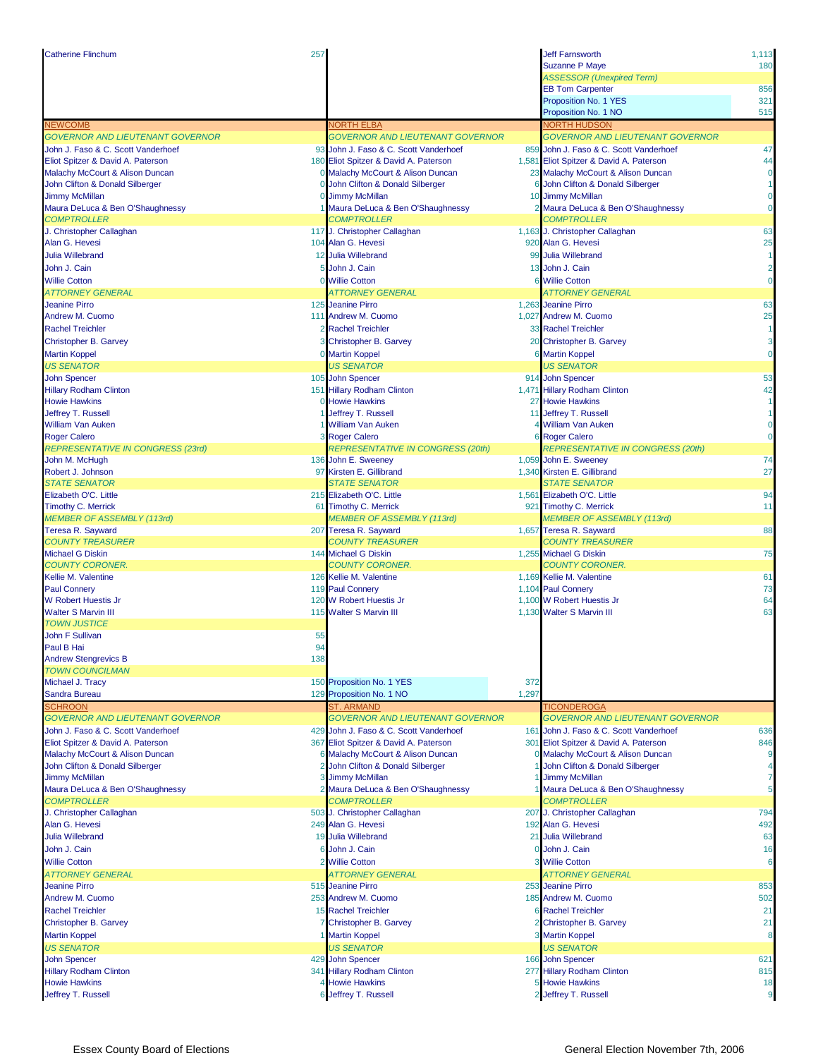| | |
|---|---|
| Catherine Flinchum | 257 |

| | |
|---|---|
| Jeff Farnsworth | 1,113 |
| Suzanne P Maye | 180 |
| *ASSESSOR (Unexpired Term)* | |
| EB Tom Carpenter | 856 |
| Proposition No. 1 YES | 321 |
| Proposition No. 1 NO | 515 |

## NEWCOMB

| | |
|---|---|
| *GOVERNOR AND LIEUTENANT GOVERNOR* | |
| John J. Faso & C. Scott Vanderhoef | 93 |
| Eliot Spitzer & David A. Paterson | 180 |
| Malachy McCourt & Alison Duncan | 0 |
| John Clifton & Donald Silberger | 0 |
| Jimmy McMillan | 0 |
| Maura DeLuca & Ben O'Shaughnessy | 1 |
| *COMPTROLLER* | |
| J. Christopher Callaghan | 117 |
| Alan G. Hevesi | 104 |
| Julia Willebrand | 12 |
| John J. Cain | 5 |
| Willie Cotton | 0 |
| *ATTORNEY GENERAL* | |
| Jeanine Pirro | 125 |
| Andrew M. Cuomo | 111 |
| Rachel Treichler | 2 |
| Christopher B. Garvey | 3 |
| Martin Koppel | 0 |
| *US SENATOR* | |
| John Spencer | 105 |
| Hillary Rodham Clinton | 151 |
| Howie Hawkins | 0 |
| Jeffrey T. Russell | 1 |
| William Van Auken | 1 |
| Roger Calero | 3 |
| *REPRESENTATIVE IN CONGRESS (23rd)* | |
| John M. McHugh | 136 |
| Robert J. Johnson | 97 |
| *STATE SENATOR* | |
| Elizabeth O'C. Little | 215 |
| Timothy C. Merrick | 61 |
| *MEMBER OF ASSEMBLY (113rd)* | |
| Teresa R. Sayward | 207 |
| *COUNTY TREASURER* | |
| Michael G Diskin | 144 |
| *COUNTY CORONER.* | |
| Kellie M. Valentine | 126 |
| Paul Connery | 119 |
| W Robert Huestis Jr | 120 |
| Walter S Marvin III | 115 |
| *TOWN JUSTICE* | |
| John F Sullivan | 55 |
| Paul B Hai | 94 |
| Andrew Stengrevics B | 138 |
| *TOWN COUNCILMAN* | |
| Michael J. Tracy | 150 |
| Sandra Bureau | 129 |

## NORTH ELBA

| | |
|---|---|
| *GOVERNOR AND LIEUTENANT GOVERNOR* | |
| John J. Faso & C. Scott Vanderhoef | 859 |
| Eliot Spitzer & David A. Paterson | 1,581 |
| Malachy McCourt & Alison Duncan | 23 |
| John Clifton & Donald Silberger | 6 |
| Jimmy McMillan | 10 |
| Maura DeLuca & Ben O'Shaughnessy | 2 |
| *COMPTROLLER* | |
| J. Christopher Callaghan | 1,163 |
| Alan G. Hevesi | 920 |
| Julia Willebrand | 99 |
| John J. Cain | 13 |
| Willie Cotton | 6 |
| *ATTORNEY GENERAL* | |
| Jeanine Pirro | 1,263 |
| Andrew M. Cuomo | 1,027 |
| Rachel Treichler | 33 |
| Christopher B. Garvey | 20 |
| Martin Koppel | 6 |
| *US SENATOR* | |
| John Spencer | 914 |
| Hillary Rodham Clinton | 1,471 |
| Howie Hawkins | 27 |
| Jeffrey T. Russell | 11 |
| William Van Auken | 4 |
| Roger Calero | 6 |
| *REPRESENTATIVE IN CONGRESS (20th)* | |
| John E. Sweeney | 1,059 |
| Kirsten E. Gillibrand | 1,340 |
| *STATE SENATOR* | |
| Elizabeth O'C. Little | 1,561 |
| Timothy C. Merrick | 921 |
| *MEMBER OF ASSEMBLY (113rd)* | |
| Teresa R. Sayward | 1,657 |
| *COUNTY TREASURER* | |
| Michael G Diskin | 1,255 |
| *COUNTY CORONER.* | |
| Kellie M. Valentine | 1,169 |
| Paul Connery | 1,104 |
| W Robert Huestis Jr | 1,100 |
| Walter S Marvin III | 1,130 |
| Proposition No. 1 YES | 372 |
| Proposition No. 1 NO | 1,297 |

## NORTH HUDSON

| | |
|---|---|
| *GOVERNOR AND LIEUTENANT GOVERNOR* | |
| John J. Faso & C. Scott Vanderhoef | 47 |
| Eliot Spitzer & David A. Paterson | 44 |
| Malachy McCourt & Alison Duncan | 0 |
| John Clifton & Donald Silberger | 1 |
| Jimmy McMillan | 0 |
| Maura DeLuca & Ben O'Shaughnessy | 0 |
| *COMPTROLLER* | |
| J. Christopher Callaghan | 63 |
| Alan G. Hevesi | 25 |
| Julia Willebrand | 1 |
| John J. Cain | 2 |
| Willie Cotton | 0 |
| *ATTORNEY GENERAL* | |
| Jeanine Pirro | 63 |
| Andrew M. Cuomo | 25 |
| Rachel Treichler | 1 |
| Christopher B. Garvey | 3 |
| Martin Koppel | 0 |
| *US SENATOR* | |
| John Spencer | 53 |
| Hillary Rodham Clinton | 42 |
| Howie Hawkins | 1 |
| Jeffrey T. Russell | 1 |
| William Van Auken | 0 |
| Roger Calero | 0 |
| *REPRESENTATIVE IN CONGRESS (20th)* | |
| John E. Sweeney | 74 |
| Kirsten E. Gillibrand | 27 |
| *STATE SENATOR* | |
| Elizabeth O'C. Little | 94 |
| Timothy C. Merrick | 11 |
| *MEMBER OF ASSEMBLY (113rd)* | |
| Teresa R. Sayward | 88 |
| *COUNTY TREASURER* | |
| Michael G Diskin | 75 |
| *COUNTY CORONER.* | |
| Kellie M. Valentine | 61 |
| Paul Connery | 73 |
| W Robert Huestis Jr | 64 |
| Walter S Marvin III | 63 |

## SCHROON

| | |
|---|---|
| *GOVERNOR AND LIEUTENANT GOVERNOR* | |
| John J. Faso & C. Scott Vanderhoef | 429 |
| Eliot Spitzer & David A. Paterson | 367 |
| Malachy McCourt & Alison Duncan | 6 |
| John Clifton & Donald Silberger | 2 |
| Jimmy McMillan | 3 |
| Maura DeLuca & Ben O'Shaughnessy | 2 |
| *COMPTROLLER* | |
| J. Christopher Callaghan | 503 |
| Alan G. Hevesi | 249 |
| Julia Willebrand | 19 |
| John J. Cain | 6 |
| Willie Cotton | 2 |
| *ATTORNEY GENERAL* | |
| Jeanine Pirro | 515 |
| Andrew M. Cuomo | 253 |
| Rachel Treichler | 15 |
| Christopher B. Garvey | 7 |
| Martin Koppel | 1 |
| *US SENATOR* | |
| John Spencer | 429 |
| Hillary Rodham Clinton | 341 |
| Howie Hawkins | 4 |
| Jeffrey T. Russell | 6 |

## ST. ARMAND

| | |
|---|---|
| *GOVERNOR AND LIEUTENANT GOVERNOR* | |
| John J. Faso & C. Scott Vanderhoef | 161 |
| Eliot Spitzer & David A. Paterson | 301 |
| Malachy McCourt & Alison Duncan | 0 |
| John Clifton & Donald Silberger | 1 |
| Jimmy McMillan | 1 |
| Maura DeLuca & Ben O'Shaughnessy | 1 |
| *COMPTROLLER* | |
| J. Christopher Callaghan | 207 |
| Alan G. Hevesi | 192 |
| Julia Willebrand | 21 |
| John J. Cain | 0 |
| Willie Cotton | 3 |
| *ATTORNEY GENERAL* | |
| Jeanine Pirro | 253 |
| Andrew M. Cuomo | 185 |
| Rachel Treichler | 6 |
| Christopher B. Garvey | 2 |
| Martin Koppel | 3 |
| *US SENATOR* | |
| John Spencer | 166 |
| Hillary Rodham Clinton | 277 |
| Howie Hawkins | 5 |
| Jeffrey T. Russell | 2 |

## TICONDEROGA

| | |
|---|---|
| *GOVERNOR AND LIEUTENANT GOVERNOR* | |
| John J. Faso & C. Scott Vanderhoef | 636 |
| Eliot Spitzer & David A. Paterson | 846 |
| Malachy McCourt & Alison Duncan | 9 |
| John Clifton & Donald Silberger | 4 |
| Jimmy McMillan | 7 |
| Maura DeLuca & Ben O'Shaughnessy | 5 |
| *COMPTROLLER* | |
| J. Christopher Callaghan | 794 |
| Alan G. Hevesi | 492 |
| Julia Willebrand | 63 |
| John J. Cain | 16 |
| Willie Cotton | 6 |
| *ATTORNEY GENERAL* | |
| Jeanine Pirro | 853 |
| Andrew M. Cuomo | 502 |
| Rachel Treichler | 21 |
| Christopher B. Garvey | 21 |
| Martin Koppel | 8 |
| *US SENATOR* | |
| John Spencer | 621 |
| Hillary Rodham Clinton | 815 |
| Howie Hawkins | 18 |
| Jeffrey T. Russell | 9 |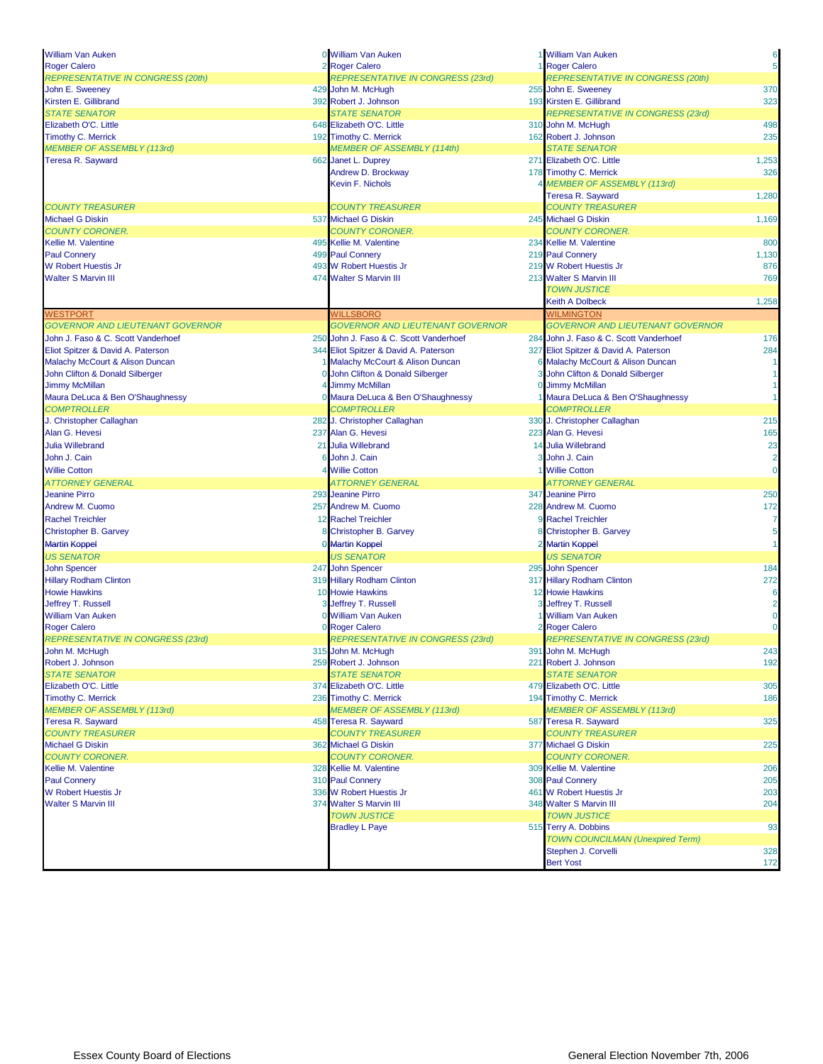| | | | | | |
|---|---|---|---|---|---|
| William Van Auken | 0 | William Van Auken | 1 | William Van Auken | 6 |
| Roger Calero | 2 | Roger Calero | 1 | Roger Calero | 5 |
| *REPRESENTATIVE IN CONGRESS (20th)* | | *REPRESENTATIVE IN CONGRESS (23rd)* | | *REPRESENTATIVE IN CONGRESS (20th)* | |
| John E. Sweeney | 429 | John M. McHugh | 255 | John E. Sweeney | 370 |
| Kirsten E. Gillibrand | 392 | Robert J. Johnson | 193 | Kirsten E. Gillibrand | 323 |
| *STATE SENATOR* | | *STATE SENATOR* | | *REPRESENTATIVE IN CONGRESS (23rd)* | |
| Elizabeth O'C. Little | 648 | Elizabeth O'C. Little | 310 | John M. McHugh | 498 |
| Timothy C. Merrick | 192 | Timothy C. Merrick | 162 | Robert J. Johnson | 235 |
| *MEMBER OF ASSEMBLY (113rd)* | | *MEMBER OF ASSEMBLY (114th)* | | *STATE SENATOR* | |
| Teresa R. Sayward | 662 | Janet L. Duprey | 271 | Elizabeth O'C. Little | 1,253 |
| | | Andrew D. Brockway | 178 | Timothy C. Merrick | 326 |
| | | Kevin F. Nichols | 4 | *MEMBER OF ASSEMBLY (113rd)* | |
| | | | | Teresa R. Sayward | 1,280 |
| *COUNTY TREASURER* | | *COUNTY TREASURER* | | *COUNTY TREASURER* | |
| Michael G Diskin | 537 | Michael G Diskin | 245 | Michael G Diskin | 1,169 |
| *COUNTY CORONER.* | | *COUNTY CORONER.* | | *COUNTY CORONER.* | |
| Kellie M. Valentine | 495 | Kellie M. Valentine | 234 | Kellie M. Valentine | 800 |
| Paul Connery | 499 | Paul Connery | 219 | Paul Connery | 1,130 |
| W Robert Huestis Jr | 493 | W Robert Huestis Jr | 219 | W Robert Huestis Jr | 876 |
| Walter S Marvin III | 474 | Walter S Marvin III | 213 | Walter S Marvin III | 769 |
| | | | | *TOWN JUSTICE* | |
| | | | | Keith A Dolbeck | 1,258 |
| **WESTPORT** | | **WILLSBORO** | | **WILMINGTON** | |
| *GOVERNOR AND LIEUTENANT GOVERNOR* | | *GOVERNOR AND LIEUTENANT GOVERNOR* | | *GOVERNOR AND LIEUTENANT GOVERNOR* | |
| John J. Faso & C. Scott Vanderhoef | 250 | John J. Faso & C. Scott Vanderhoef | 284 | John J. Faso & C. Scott Vanderhoef | 176 |
| Eliot Spitzer & David A. Paterson | 344 | Eliot Spitzer & David A. Paterson | 327 | Eliot Spitzer & David A. Paterson | 284 |
| Malachy McCourt & Alison Duncan | 1 | Malachy McCourt & Alison Duncan | 6 | Malachy McCourt & Alison Duncan | 1 |
| John Clifton & Donald Silberger | 0 | John Clifton & Donald Silberger | 3 | John Clifton & Donald Silberger | 1 |
| Jimmy McMillan | 4 | Jimmy McMillan | 0 | Jimmy McMillan | 1 |
| Maura DeLuca & Ben O'Shaughnessy | 0 | Maura DeLuca & Ben O'Shaughnessy | 1 | Maura DeLuca & Ben O'Shaughnessy | 1 |
| *COMPTROLLER* | | *COMPTROLLER* | | *COMPTROLLER* | |
| J. Christopher Callaghan | 282 | J. Christopher Callaghan | 330 | J. Christopher Callaghan | 215 |
| Alan G. Hevesi | 237 | Alan G. Hevesi | 223 | Alan G. Hevesi | 165 |
| Julia Willebrand | 21 | Julia Willebrand | 14 | Julia Willebrand | 23 |
| John J. Cain | 6 | John J. Cain | 3 | John J. Cain | 2 |
| Willie Cotton | 4 | Willie Cotton | 1 | Willie Cotton | 0 |
| *ATTORNEY GENERAL* | | *ATTORNEY GENERAL* | | *ATTORNEY GENERAL* | |
| Jeanine Pirro | 293 | Jeanine Pirro | 347 | Jeanine Pirro | 250 |
| Andrew M. Cuomo | 257 | Andrew M. Cuomo | 228 | Andrew M. Cuomo | 172 |
| Rachel Treichler | 12 | Rachel Treichler | 9 | Rachel Treichler | 7 |
| Christopher B. Garvey | 8 | Christopher B. Garvey | 8 | Christopher B. Garvey | 5 |
| Martin Koppel | 0 | Martin Koppel | 2 | Martin Koppel | 1 |
| *US SENATOR* | | *US SENATOR* | | *US SENATOR* | |
| John Spencer | 247 | John Spencer | 295 | John Spencer | 184 |
| Hillary Rodham Clinton | 319 | Hillary Rodham Clinton | 317 | Hillary Rodham Clinton | 272 |
| Howie Hawkins | 10 | Howie Hawkins | 12 | Howie Hawkins | 6 |
| Jeffrey T. Russell | 3 | Jeffrey T. Russell | 3 | Jeffrey T. Russell | 2 |
| William Van Auken | 0 | William Van Auken | 1 | William Van Auken | 0 |
| Roger Calero | 0 | Roger Calero | 2 | Roger Calero | 0 |
| *REPRESENTATIVE IN CONGRESS (23rd)* | | *REPRESENTATIVE IN CONGRESS (23rd)* | | *REPRESENTATIVE IN CONGRESS (23rd)* | |
| John M. McHugh | 315 | John M. McHugh | 391 | John M. McHugh | 243 |
| Robert J. Johnson | 259 | Robert J. Johnson | 221 | Robert J. Johnson | 192 |
| *STATE SENATOR* | | *STATE SENATOR* | | *STATE SENATOR* | |
| Elizabeth O'C. Little | 374 | Elizabeth O'C. Little | 479 | Elizabeth O'C. Little | 305 |
| Timothy C. Merrick | 236 | Timothy C. Merrick | 194 | Timothy C. Merrick | 186 |
| *MEMBER OF ASSEMBLY (113rd)* | | *MEMBER OF ASSEMBLY (113rd)* | | *MEMBER OF ASSEMBLY (113rd)* | |
| Teresa R. Sayward | 458 | Teresa R. Sayward | 587 | Teresa R. Sayward | 325 |
| *COUNTY TREASURER* | | *COUNTY TREASURER* | | *COUNTY TREASURER* | |
| Michael G Diskin | 362 | Michael G Diskin | 377 | Michael G Diskin | 225 |
| *COUNTY CORONER.* | | *COUNTY CORONER.* | | *COUNTY CORONER.* | |
| Kellie M. Valentine | 328 | Kellie M. Valentine | 309 | Kellie M. Valentine | 206 |
| Paul Connery | 310 | Paul Connery | 308 | Paul Connery | 205 |
| W Robert Huestis Jr | 336 | W Robert Huestis Jr | 461 | W Robert Huestis Jr | 203 |
| Walter S Marvin III | 374 | Walter S Marvin III | 348 | Walter S Marvin III | 204 |
| | | *TOWN JUSTICE* | | *TOWN JUSTICE* | |
| | | Bradley L Paye | 515 | Terry A. Dobbins | 93 |
| | | | | *TOWN COUNCILMAN (Unexpired Term)* | |
| | | | | Stephen J. Corvelli | 328 |
| | | | | Bert Yost | 172 |

Essex County Board of Elections — General Election November 7th, 2006